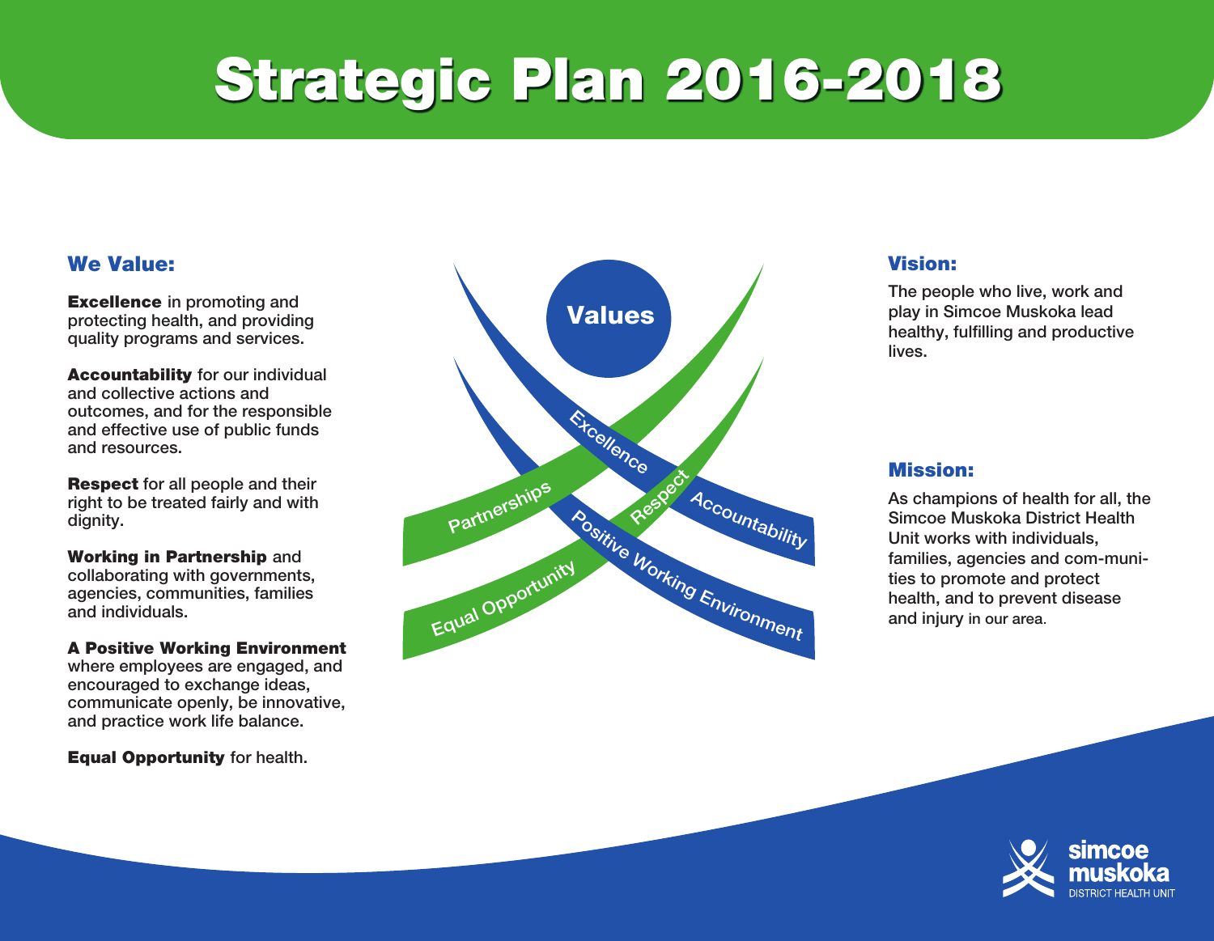# Strategic Plan 2016-2018

## We Value:

**Excellence** in promoting and protecting health, and providing quality programs and services.

**Accountability** for our individual and collective actions and outcomes, and for the responsible and effective use of public funds and resources.

**Respect** for all people and their right to be treated fairly and with dignity.

**Working in Partnership** and collaborating with governments, agencies, communities, families and individuals.

**A Positive Working Environment** where employees are engaged, and encouraged to exchange ideas, communicate openly, be innovative, and practice work life balance.

**Equal Opportunity** for health.

Values

Excellence

Accountability

Respect

Partnerships

Positive Working Environment

Equal Opportunity

## Vision:

The people who live, work and play in Simcoe Muskoka lead healthy, fulfilling and productive lives.

## Mission:

As champions of health for all, the Simcoe Muskoka District Health Unit works with individuals, families, agencies and com-munities to promote and protect health, and to prevent disease and injury in our area.

simcoe muskoka DISTRICT HEALTH UNIT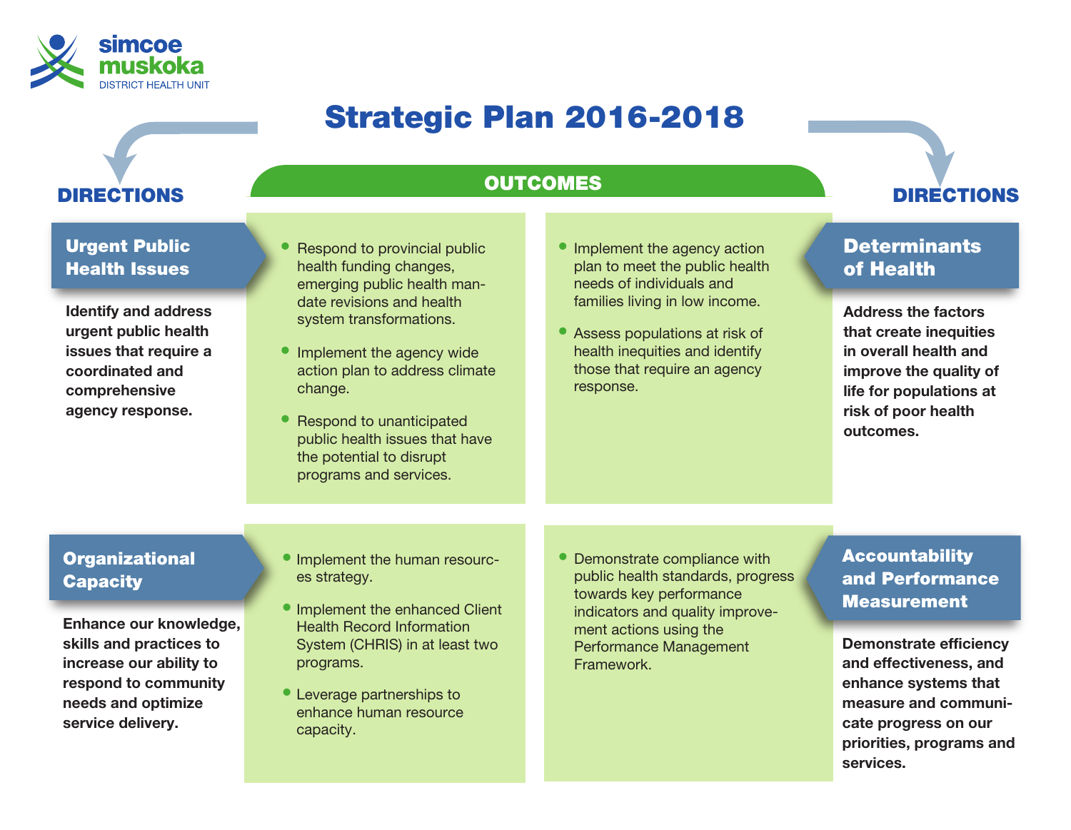simcoe muskoka
DISTRICT HEALTH UNIT

# Strategic Plan 2016-2018

## OUTCOMES

## DIRECTIONS

### Urgent Public Health Issues

**Identify and address urgent public health issues that require a coordinated and comprehensive agency response.**

- Respond to provincial public health funding changes, emerging public health mandate revisions and health system transformations.
- Implement the agency wide action plan to address climate change.
- Respond to unanticipated public health issues that have the potential to disrupt programs and services.

### Determinants of Health

**Address the factors that create inequities in overall health and improve the quality of life for populations at risk of poor health outcomes.**

- Implement the agency action plan to meet the public health needs of individuals and families living in low income.
- Assess populations at risk of health inequities and identify those that require an agency response.

### Organizational Capacity

**Enhance our knowledge, skills and practices to increase our ability to respond to community needs and optimize service delivery.**

- Implement the human resources strategy.
- Implement the enhanced Client Health Record Information System (CHRIS) in at least two programs.
- Leverage partnerships to enhance human resource capacity.

### Accountability and Performance Measurement

**Demonstrate efficiency and effectiveness, and enhance systems that measure and communicate progress on our priorities, programs and services.**

- Demonstrate compliance with public health standards, progress towards key performance indicators and quality improvement actions using the Performance Management Framework.